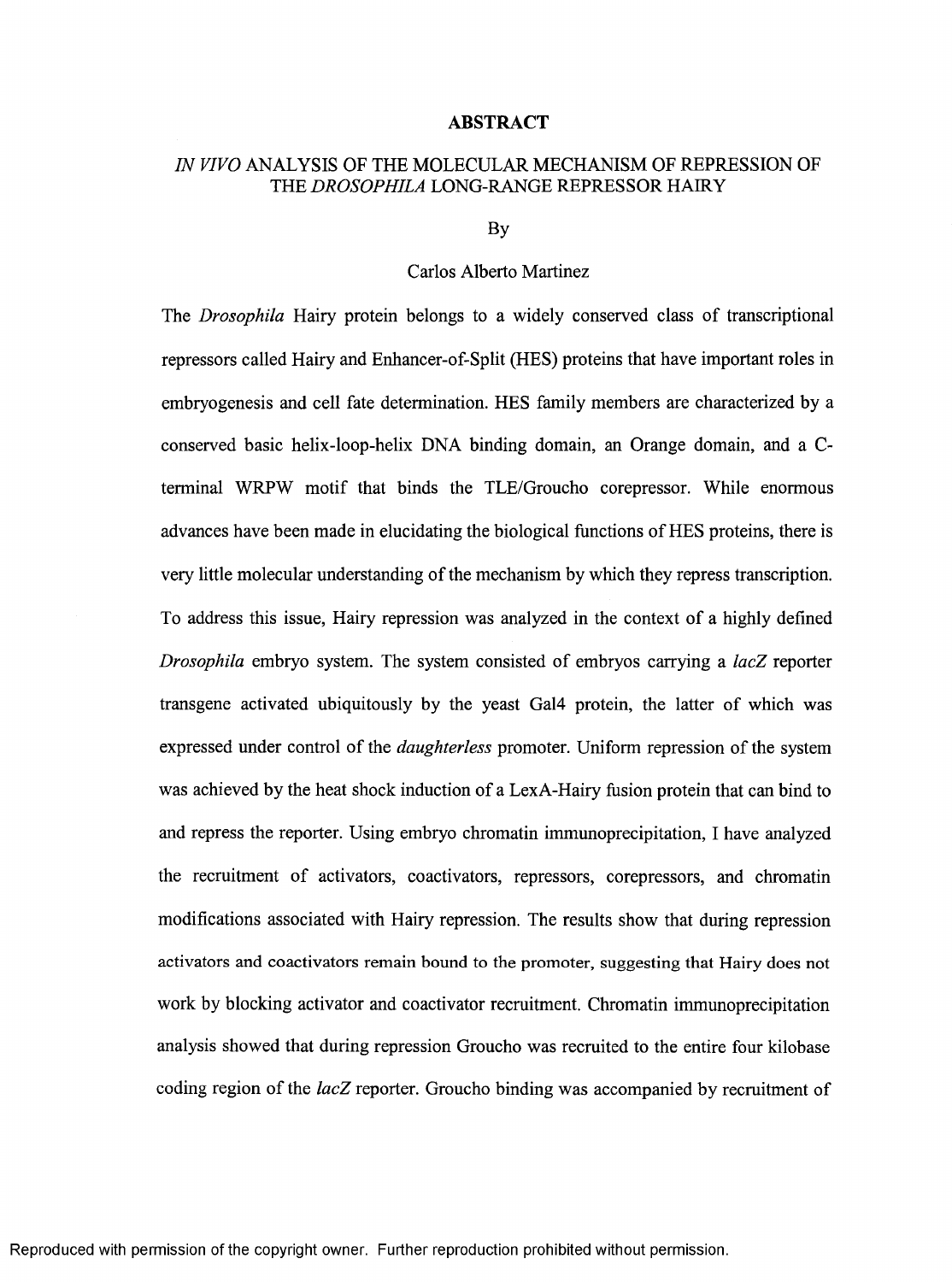# ABSTRACT

## *IN VIVO* ANALYSIS OF THE MOLECULAR MECHANISM OF REPRESSION OF THE *DROSOPHILA* LONG-RANGE REPRESSOR HAIRY

By

Carlos Alberto Martinez

The *Drosophila* Hairy protein belongs to a widely conserved class of transcriptional repressors called Hairy and Enhancer-of-Split (HES) proteins that have important roles in embryogenesis and cell fate determination. HES family members are characterized by a conserved basic helix-loop-helix DNA binding domain, an Orange domain, and a C-terminal WRPW motif that binds the TLE/Groucho corepressor. While enormous advances have been made in elucidating the biological functions of HES proteins, there is very little molecular understanding of the mechanism by which they repress transcription. To address this issue, Hairy repression was analyzed in the context of a highly defined *Drosophila* embryo system. The system consisted of embryos carrying a *lacZ* reporter transgene activated ubiquitously by the yeast Gal4 protein, the latter of which was expressed under control of the *daughterless* promoter. Uniform repression of the system was achieved by the heat shock induction of a LexA-Hairy fusion protein that can bind to and repress the reporter. Using embryo chromatin immunoprecipitation, I have analyzed the recruitment of activators, coactivators, repressors, corepressors, and chromatin modifications associated with Hairy repression. The results show that during repression activators and coactivators remain bound to the promoter, suggesting that Hairy does not work by blocking activator and coactivator recruitment. Chromatin immunoprecipitation analysis showed that during repression Groucho was recruited to the entire four kilobase coding region of the *lacZ* reporter. Groucho binding was accompanied by recruitment of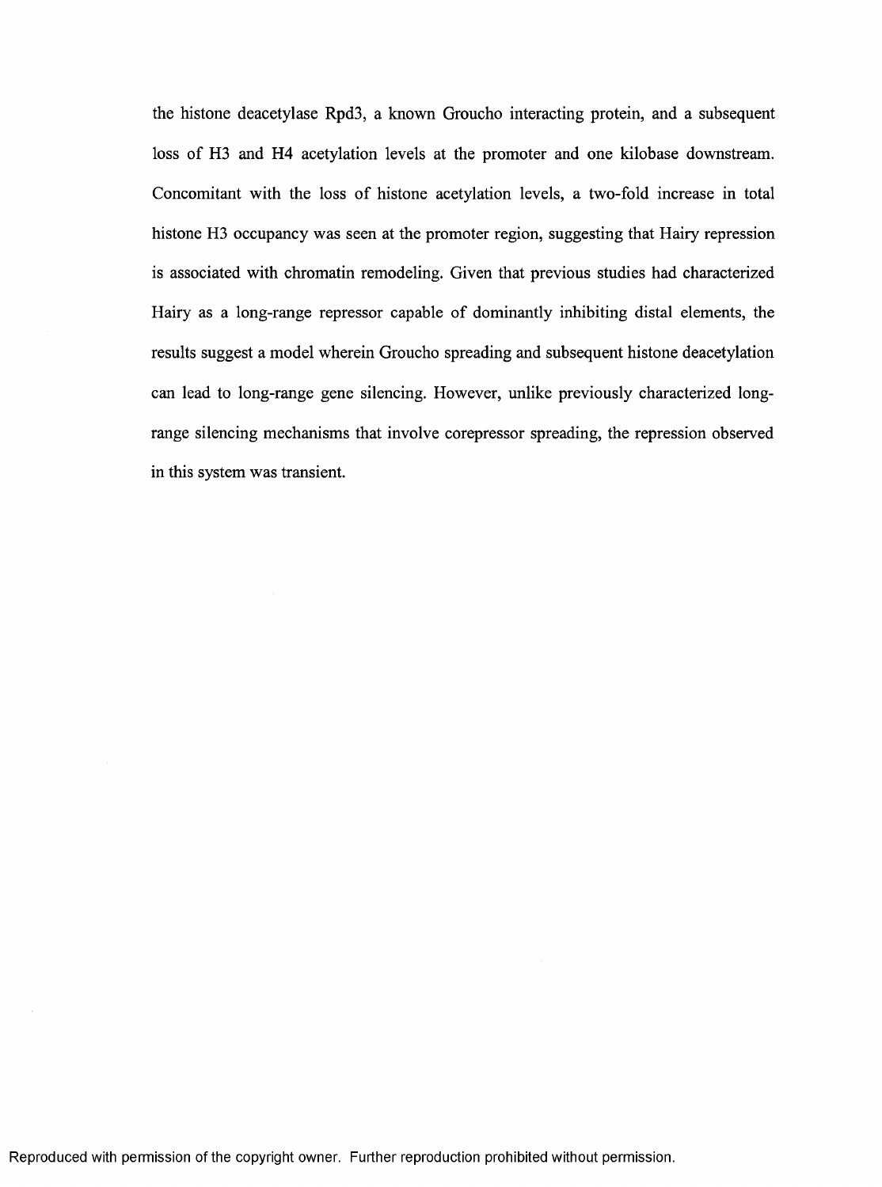the histone deacetylase Rpd3, a known Groucho interacting protein, and a subsequent loss of H3 and H4 acetylation levels at the promoter and one kilobase downstream. Concomitant with the loss of histone acetylation levels, a two-fold increase in total histone H3 occupancy was seen at the promoter region, suggesting that Hairy repression is associated with chromatin remodeling. Given that previous studies had characterized Hairy as a long-range repressor capable of dominantly inhibiting distal elements, the results suggest a model wherein Groucho spreading and subsequent histone deacetylation can lead to long-range gene silencing. However, unlike previously characterized long-range silencing mechanisms that involve corepressor spreading, the repression observed in this system was transient.